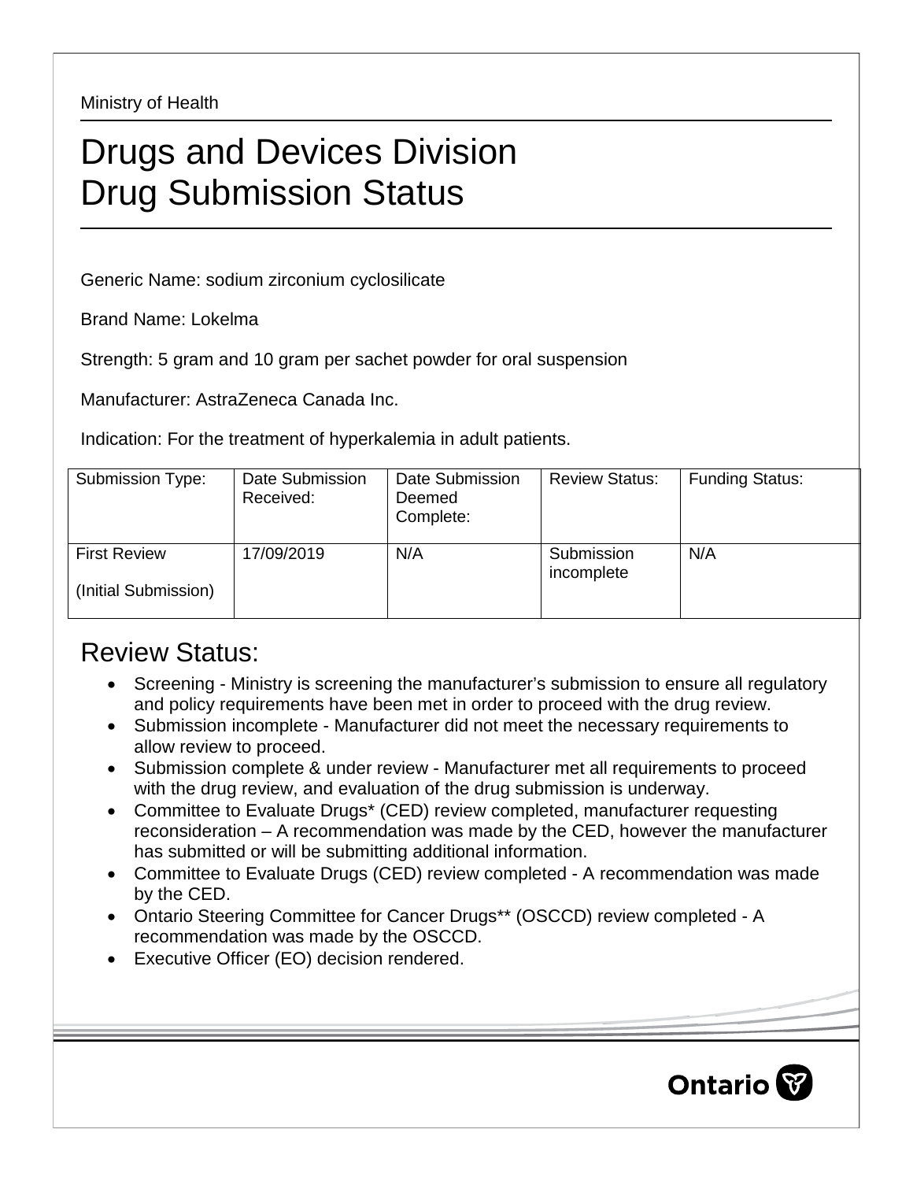Ministry of Health

# Drugs and Devices Division
# Drug Submission Status

Generic Name: sodium zirconium cyclosilicate

Brand Name: Lokelma

Strength: 5 gram and 10 gram per sachet powder for oral suspension

Manufacturer: AstraZeneca Canada Inc.

Indication: For the treatment of hyperkalemia in adult patients.

| Submission Type: | Date Submission Received: | Date Submission Deemed Complete: | Review Status: | Funding Status: |
|---|---|---|---|---|
| First Review (Initial Submission) | 17/09/2019 | N/A | Submission incomplete | N/A |

## Review Status:

- Screening - Ministry is screening the manufacturer's submission to ensure all regulatory and policy requirements have been met in order to proceed with the drug review.
- Submission incomplete - Manufacturer did not meet the necessary requirements to allow review to proceed.
- Submission complete & under review - Manufacturer met all requirements to proceed with the drug review, and evaluation of the drug submission is underway.
- Committee to Evaluate Drugs* (CED) review completed, manufacturer requesting reconsideration – A recommendation was made by the CED, however the manufacturer has submitted or will be submitting additional information.
- Committee to Evaluate Drugs (CED) review completed - A recommendation was made by the CED.
- Ontario Steering Committee for Cancer Drugs** (OSCCD) review completed - A recommendation was made by the OSCCD.
- Executive Officer (EO) decision rendered.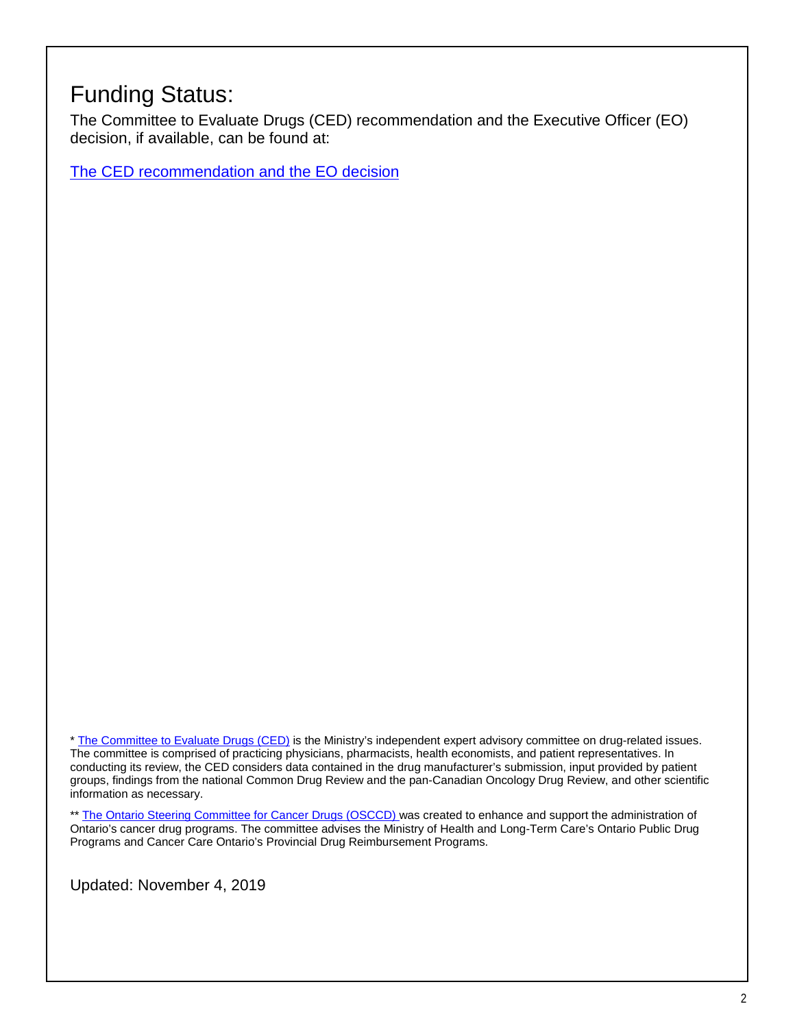# Funding Status:

The Committee to Evaluate Drugs (CED) recommendation and the Executive Officer (EO) decision, if available, can be found at:

[The CED recommendation and the EO decision]()

* [The Committee to Evaluate Drugs (CED)]() is the Ministry's independent expert advisory committee on drug-related issues. The committee is comprised of practicing physicians, pharmacists, health economists, and patient representatives. In conducting its review, the CED considers data contained in the drug manufacturer's submission, input provided by patient groups, findings from the national Common Drug Review and the pan-Canadian Oncology Drug Review, and other scientific information as necessary.

** [The Ontario Steering Committee for Cancer Drugs (OSCCD)]() was created to enhance and support the administration of Ontario's cancer drug programs. The committee advises the Ministry of Health and Long-Term Care's Ontario Public Drug Programs and Cancer Care Ontario's Provincial Drug Reimbursement Programs.

Updated: November 4, 2019